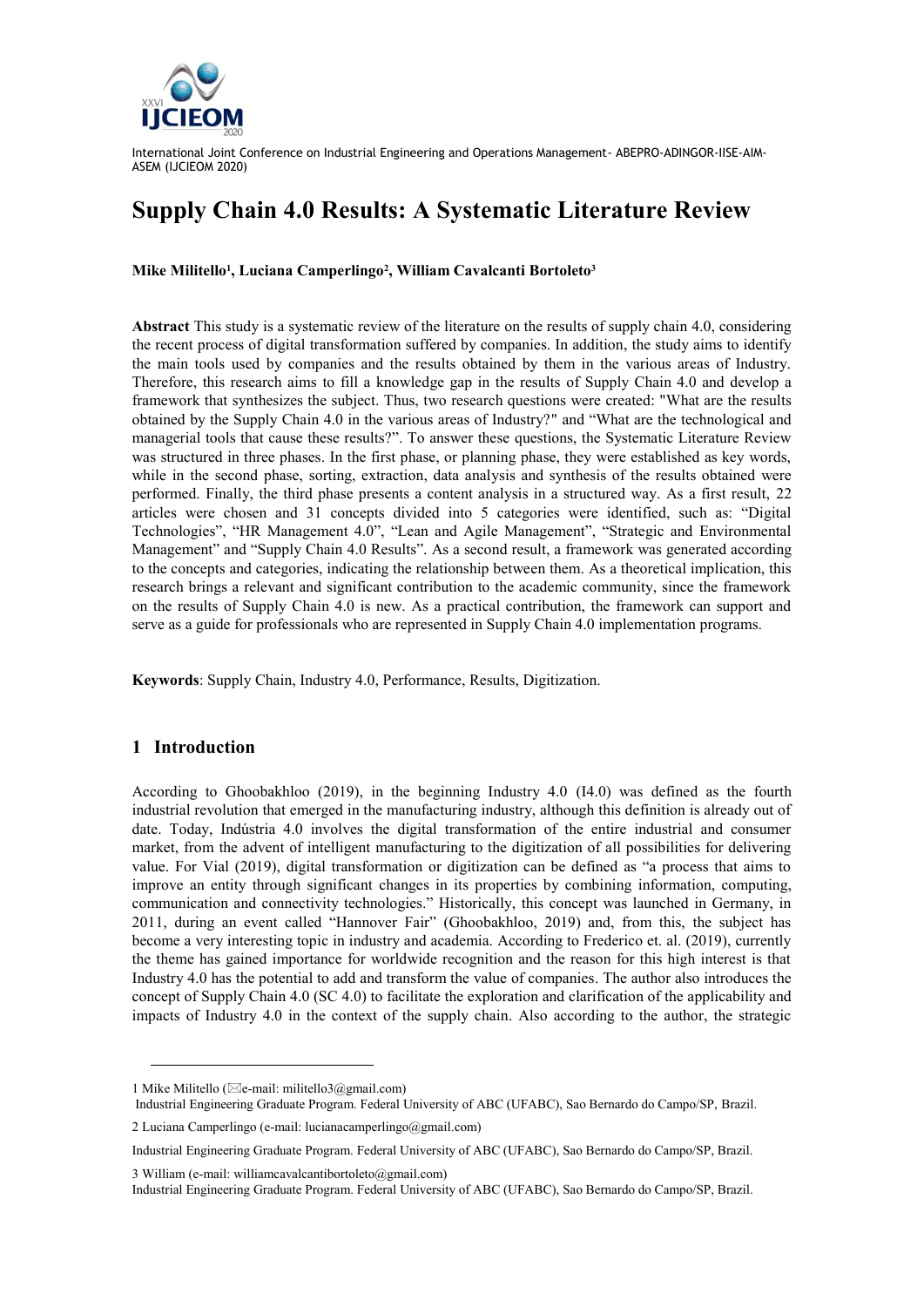International Joint Conference on Industrial Engineering and Operations Management- ABEPRO-ADINGOR-IISE-AIM-ASEM (IJCIEOM 2020)

# Supply Chain 4.0 Results: A Systematic Literature Review

**Mike Militello[1], Luciana Camperlingo[2], William Cavalcanti Bortoleto[3]**

**Abstract** This study is a systematic review of the literature on the results of supply chain 4.0, considering the recent process of digital transformation suffered by companies. In addition, the study aims to identify the main tools used by companies and the results obtained by them in the various areas of Industry. Therefore, this research aims to fill a knowledge gap in the results of Supply Chain 4.0 and develop a framework that synthesizes the subject. Thus, two research questions were created: "What are the results obtained by the Supply Chain 4.0 in the various areas of Industry?" and "What are the technological and managerial tools that cause these results?". To answer these questions, the Systematic Literature Review was structured in three phases. In the first phase, or planning phase, they were established as key words, while in the second phase, sorting, extraction, data analysis and synthesis of the results obtained were performed. Finally, the third phase presents a content analysis in a structured way. As a first result, 22 articles were chosen and 31 concepts divided into 5 categories were identified, such as: "Digital Technologies", "HR Management 4.0", "Lean and Agile Management", "Strategic and Environmental Management" and "Supply Chain 4.0 Results". As a second result, a framework was generated according to the concepts and categories, indicating the relationship between them. As a theoretical implication, this research brings a relevant and significant contribution to the academic community, since the framework on the results of Supply Chain 4.0 is new. As a practical contribution, the framework can support and serve as a guide for professionals who are represented in Supply Chain 4.0 implementation programs.

**Keywords**: Supply Chain, Industry 4.0, Performance, Results, Digitization.

## 1 Introduction

According to Ghoobakhloo (2019), in the beginning Industry 4.0 (I4.0) was defined as the fourth industrial revolution that emerged in the manufacturing industry, although this definition is already out of date. Today, Indústria 4.0 involves the digital transformation of the entire industrial and consumer market, from the advent of intelligent manufacturing to the digitization of all possibilities for delivering value. For Vial (2019), digital transformation or digitization can be defined as "a process that aims to improve an entity through significant changes in its properties by combining information, computing, communication and connectivity technologies." Historically, this concept was launched in Germany, in 2011, during an event called "Hannover Fair" (Ghoobakhloo, 2019) and, from this, the subject has become a very interesting topic in industry and academia. According to Frederico et. al. (2019), currently the theme has gained importance for worldwide recognition and the reason for this high interest is that Industry 4.0 has the potential to add and transform the value of companies. The author also introduces the concept of Supply Chain 4.0 (SC 4.0) to facilitate the exploration and clarification of the applicability and impacts of Industry 4.0 in the context of the supply chain. Also according to the author, the strategic

---

1 Mike Militello (✉e-mail: militello3@gmail.com)
Industrial Engineering Graduate Program. Federal University of ABC (UFABC), Sao Bernardo do Campo/SP, Brazil.

2 Luciana Camperlingo (e-mail: lucianacamperlingo@gmail.com)

Industrial Engineering Graduate Program. Federal University of ABC (UFABC), Sao Bernardo do Campo/SP, Brazil.

3 William (e-mail: williamcavalcantibortoleto@gmail.com)
Industrial Engineering Graduate Program. Federal University of ABC (UFABC), Sao Bernardo do Campo/SP, Brazil.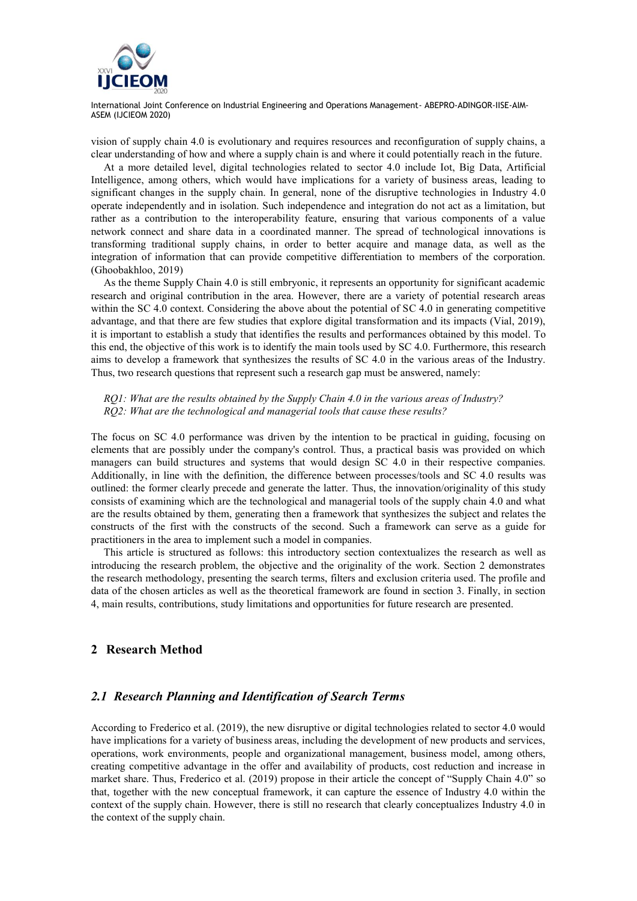vision of supply chain 4.0 is evolutionary and requires resources and reconfiguration of supply chains, a clear understanding of how and where a supply chain is and where it could potentially reach in the future.

At a more detailed level, digital technologies related to sector 4.0 include Iot, Big Data, Artificial Intelligence, among others, which would have implications for a variety of business areas, leading to significant changes in the supply chain. In general, none of the disruptive technologies in Industry 4.0 operate independently and in isolation. Such independence and integration do not act as a limitation, but rather as a contribution to the interoperability feature, ensuring that various components of a value network connect and share data in a coordinated manner. The spread of technological innovations is transforming traditional supply chains, in order to better acquire and manage data, as well as the integration of information that can provide competitive differentiation to members of the corporation. (Ghoobakhloo, 2019)

As the theme Supply Chain 4.0 is still embryonic, it represents an opportunity for significant academic research and original contribution in the area. However, there are a variety of potential research areas within the SC 4.0 context. Considering the above about the potential of SC 4.0 in generating competitive advantage, and that there are few studies that explore digital transformation and its impacts (Vial, 2019), it is important to establish a study that identifies the results and performances obtained by this model. To this end, the objective of this work is to identify the main tools used by SC 4.0. Furthermore, this research aims to develop a framework that synthesizes the results of SC 4.0 in the various areas of the Industry. Thus, two research questions that represent such a research gap must be answered, namely:

*RQ1: What are the results obtained by the Supply Chain 4.0 in the various areas of Industry?*
*RQ2: What are the technological and managerial tools that cause these results?*

The focus on SC 4.0 performance was driven by the intention to be practical in guiding, focusing on elements that are possibly under the company's control. Thus, a practical basis was provided on which managers can build structures and systems that would design SC 4.0 in their respective companies. Additionally, in line with the definition, the difference between processes/tools and SC 4.0 results was outlined: the former clearly precede and generate the latter. Thus, the innovation/originality of this study consists of examining which are the technological and managerial tools of the supply chain 4.0 and what are the results obtained by them, generating then a framework that synthesizes the subject and relates the constructs of the first with the constructs of the second. Such a framework can serve as a guide for practitioners in the area to implement such a model in companies.

This article is structured as follows: this introductory section contextualizes the research as well as introducing the research problem, the objective and the originality of the work. Section 2 demonstrates the research methodology, presenting the search terms, filters and exclusion criteria used. The profile and data of the chosen articles as well as the theoretical framework are found in section 3. Finally, in section 4, main results, contributions, study limitations and opportunities for future research are presented.

## 2 Research Method

### *2.1 Research Planning and Identification of Search Terms*

According to Frederico et al. (2019), the new disruptive or digital technologies related to sector 4.0 would have implications for a variety of business areas, including the development of new products and services, operations, work environments, people and organizational management, business model, among others, creating competitive advantage in the offer and availability of products, cost reduction and increase in market share. Thus, Frederico et al. (2019) propose in their article the concept of "Supply Chain 4.0" so that, together with the new conceptual framework, it can capture the essence of Industry 4.0 within the context of the supply chain. However, there is still no research that clearly conceptualizes Industry 4.0 in the context of the supply chain.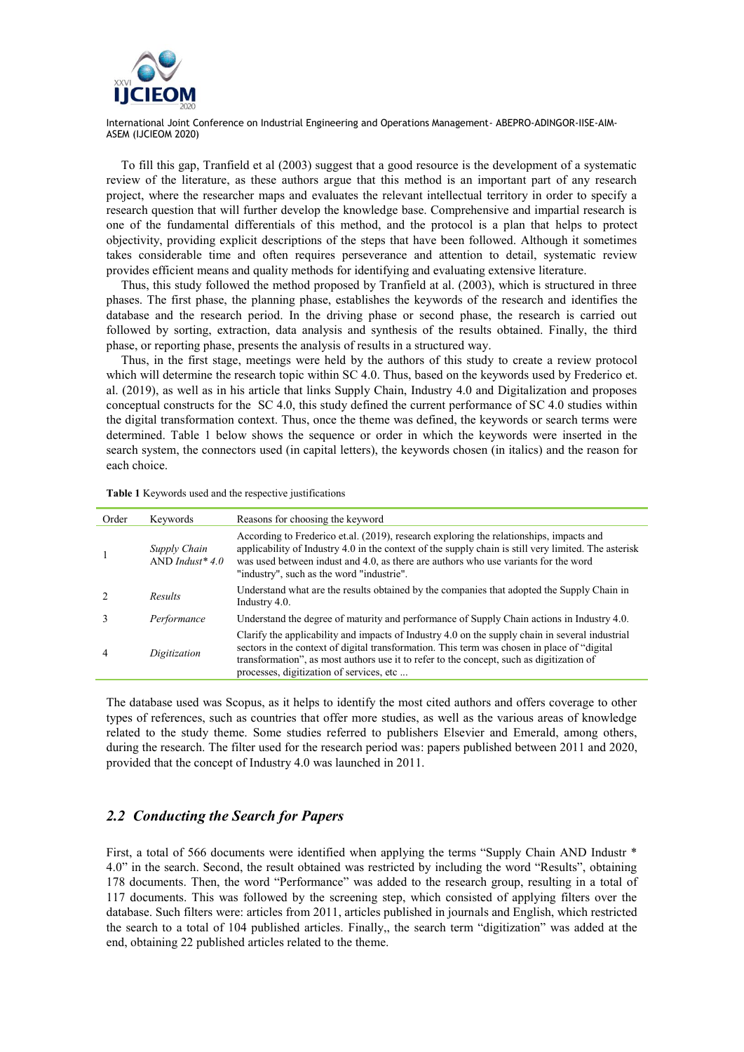To fill this gap, Tranfield et al (2003) suggest that a good resource is the development of a systematic review of the literature, as these authors argue that this method is an important part of any research project, where the researcher maps and evaluates the relevant intellectual territory in order to specify a research question that will further develop the knowledge base. Comprehensive and impartial research is one of the fundamental differentials of this method, and the protocol is a plan that helps to protect objectivity, providing explicit descriptions of the steps that have been followed. Although it sometimes takes considerable time and often requires perseverance and attention to detail, systematic review provides efficient means and quality methods for identifying and evaluating extensive literature.

Thus, this study followed the method proposed by Tranfield at al. (2003), which is structured in three phases. The first phase, the planning phase, establishes the keywords of the research and identifies the database and the research period. In the driving phase or second phase, the research is carried out followed by sorting, extraction, data analysis and synthesis of the results obtained. Finally, the third phase, or reporting phase, presents the analysis of results in a structured way.

Thus, in the first stage, meetings were held by the authors of this study to create a review protocol which will determine the research topic within SC 4.0. Thus, based on the keywords used by Frederico et. al. (2019), as well as in his article that links Supply Chain, Industry 4.0 and Digitalization and proposes conceptual constructs for the SC 4.0, this study defined the current performance of SC 4.0 studies within the digital transformation context. Thus, once the theme was defined, the keywords or search terms were determined. Table 1 below shows the sequence or order in which the keywords were inserted in the search system, the connectors used (in capital letters), the keywords chosen (in italics) and the reason for each choice.

**Table 1** Keywords used and the respective justifications

| Order | Keywords | Reasons for choosing the keyword |
|---|---|---|
| 1 | *Supply Chain* AND *Indust* 4.0* | According to Frederico et.al. (2019), research exploring the relationships, impacts and applicability of Industry 4.0 in the context of the supply chain is still very limited. The asterisk was used between indust and 4.0, as there are authors who use variants for the word "industry", such as the word "industrie". |
| 2 | *Results* | Understand what are the results obtained by the companies that adopted the Supply Chain in Industry 4.0. |
| 3 | *Performance* | Understand the degree of maturity and performance of Supply Chain actions in Industry 4.0. |
| 4 | *Digitization* | Clarify the applicability and impacts of Industry 4.0 on the supply chain in several industrial sectors in the context of digital transformation. This term was chosen in place of "digital transformation", as most authors use it to refer to the concept, such as digitization of processes, digitization of services, etc ... |

The database used was Scopus, as it helps to identify the most cited authors and offers coverage to other types of references, such as countries that offer more studies, as well as the various areas of knowledge related to the study theme. Some studies referred to publishers Elsevier and Emerald, among others, during the research. The filter used for the research period was: papers published between 2011 and 2020, provided that the concept of Industry 4.0 was launched in 2011.

## *2.2 Conducting the Search for Papers*

First, a total of 566 documents were identified when applying the terms "Supply Chain AND Industr * 4.0" in the search. Second, the result obtained was restricted by including the word "Results", obtaining 178 documents. Then, the word "Performance" was added to the research group, resulting in a total of 117 documents. This was followed by the screening step, which consisted of applying filters over the database. Such filters were: articles from 2011, articles published in journals and English, which restricted the search to a total of 104 published articles. Finally,, the search term "digitization" was added at the end, obtaining 22 published articles related to the theme.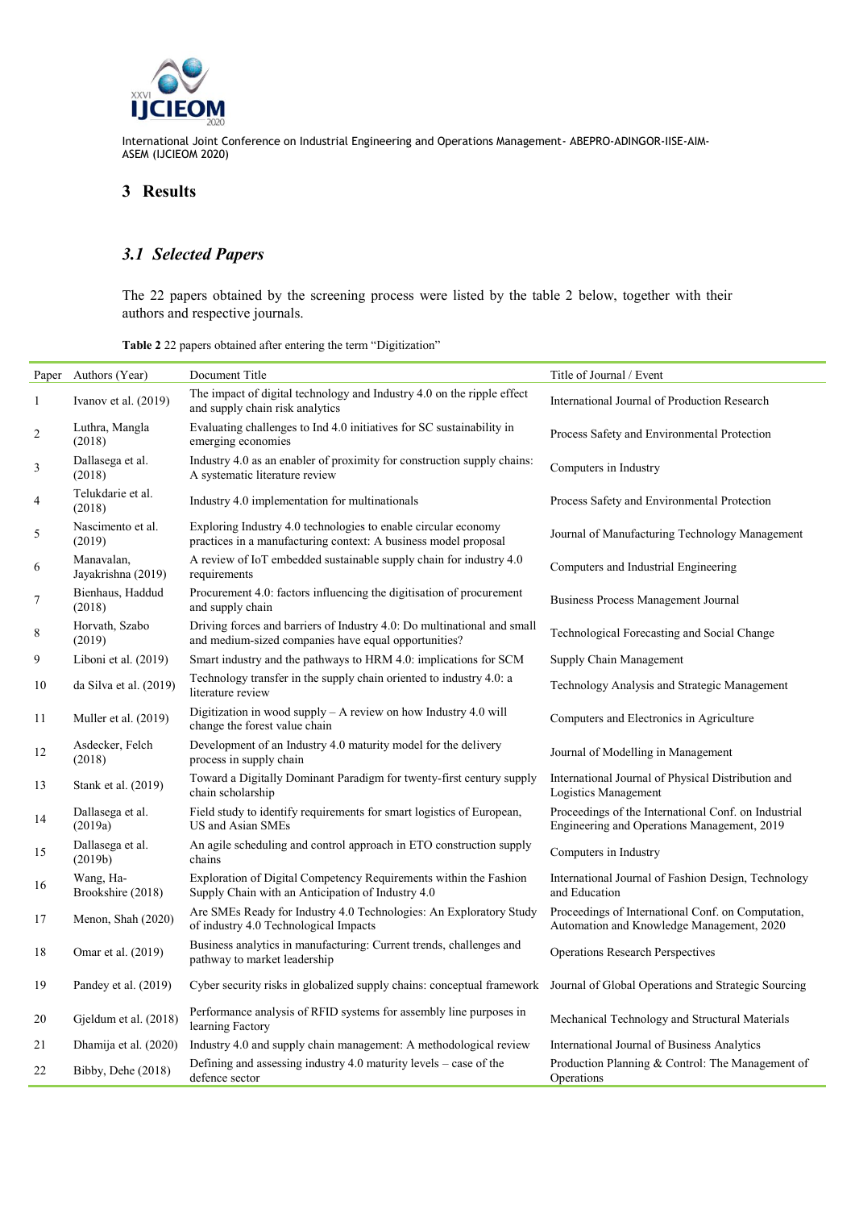## 3 Results

### *3.1 Selected Papers*

The 22 papers obtained by the screening process were listed by the table 2 below, together with their authors and respective journals.

**Table 2** 22 papers obtained after entering the term "Digitization"

| Paper | Authors (Year) | Document Title | Title of Journal / Event |
|---|---|---|---|
| 1 | Ivanov et al. (2019) | The impact of digital technology and Industry 4.0 on the ripple effect and supply chain risk analytics | International Journal of Production Research |
| 2 | Luthra, Mangla (2018) | Evaluating challenges to Ind 4.0 initiatives for SC sustainability in emerging economies | Process Safety and Environmental Protection |
| 3 | Dallasega et al. (2018) | Industry 4.0 as an enabler of proximity for construction supply chains: A systematic literature review | Computers in Industry |
| 4 | Telukdarie et al. (2018) | Industry 4.0 implementation for multinationals | Process Safety and Environmental Protection |
| 5 | Nascimento et al. (2019) | Exploring Industry 4.0 technologies to enable circular economy practices in a manufacturing context: A business model proposal | Journal of Manufacturing Technology Management |
| 6 | Manavalan, Jayakrishna (2019) | A review of IoT embedded sustainable supply chain for industry 4.0 requirements | Computers and Industrial Engineering |
| 7 | Bienhaus, Haddud (2018) | Procurement 4.0: factors influencing the digitisation of procurement and supply chain | Business Process Management Journal |
| 8 | Horvath, Szabo (2019) | Driving forces and barriers of Industry 4.0: Do multinational and small and medium-sized companies have equal opportunities? | Technological Forecasting and Social Change |
| 9 | Liboni et al. (2019) | Smart industry and the pathways to HRM 4.0: implications for SCM | Supply Chain Management |
| 10 | da Silva et al. (2019) | Technology transfer in the supply chain oriented to industry 4.0: a literature review | Technology Analysis and Strategic Management |
| 11 | Muller et al. (2019) | Digitization in wood supply – A review on how Industry 4.0 will change the forest value chain | Computers and Electronics in Agriculture |
| 12 | Asdecker, Felch (2018) | Development of an Industry 4.0 maturity model for the delivery process in supply chain | Journal of Modelling in Management |
| 13 | Stank et al. (2019) | Toward a Digitally Dominant Paradigm for twenty-first century supply chain scholarship | International Journal of Physical Distribution and Logistics Management |
| 14 | Dallasega et al. (2019a) | Field study to identify requirements for smart logistics of European, US and Asian SMEs | Proceedings of the International Conf. on Industrial Engineering and Operations Management, 2019 |
| 15 | Dallasega et al. (2019b) | An agile scheduling and control approach in ETO construction supply chains | Computers in Industry |
| 16 | Wang, Ha-Brookshire (2018) | Exploration of Digital Competency Requirements within the Fashion Supply Chain with an Anticipation of Industry 4.0 | International Journal of Fashion Design, Technology and Education |
| 17 | Menon, Shah (2020) | Are SMEs Ready for Industry 4.0 Technologies: An Exploratory Study of industry 4.0 Technological Impacts | Proceedings of International Conf. on Computation, Automation and Knowledge Management, 2020 |
| 18 | Omar et al. (2019) | Business analytics in manufacturing: Current trends, challenges and pathway to market leadership | Operations Research Perspectives |
| 19 | Pandey et al. (2019) | Cyber security risks in globalized supply chains: conceptual framework | Journal of Global Operations and Strategic Sourcing |
| 20 | Gjeldum et al. (2018) | Performance analysis of RFID systems for assembly line purposes in learning Factory | Mechanical Technology and Structural Materials |
| 21 | Dhamija et al. (2020) | Industry 4.0 and supply chain management: A methodological review | International Journal of Business Analytics |
| 22 | Bibby, Dehe (2018) | Defining and assessing industry 4.0 maturity levels – case of the defence sector | Production Planning & Control: The Management of Operations |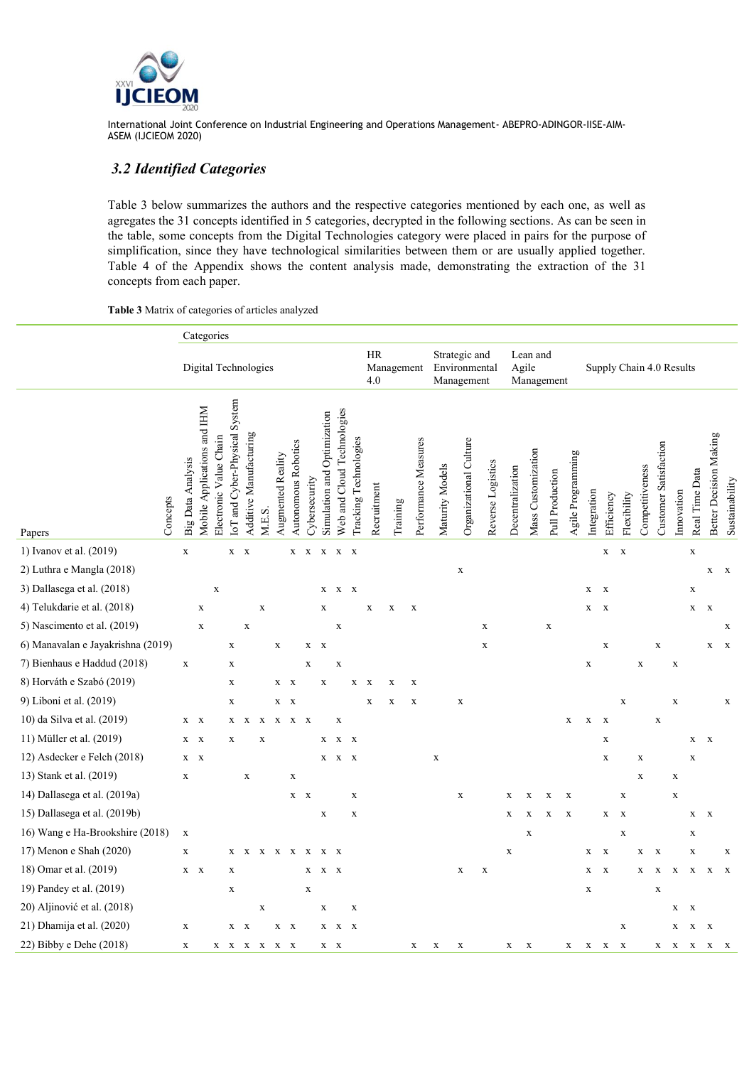### *3.2 Identified Categories*

Table 3 below summarizes the authors and the respective categories mentioned by each one, as well as agregates the 31 concepts identified in 5 categories, decrypted in the following sections. As can be seen in the table, some concepts from the Digital Technologies category were placed in pairs for the purpose of simplification, since they have technological similarities between them or are usually applied together. Table 4 of the Appendix shows the content analysis made, demonstrating the extraction of the 31 concepts from each paper.

**Table 3** Matrix of categories of articles analyzed

| | Categories | | | | | | | | | | | | | | | | | | | | | | | | | | | | | | |
|---|---|---|---|---|---|---|---|---|---|---|---|---|---|---|---|---|---|---|---|---|---|---|---|---|---|---|---|---|---|---|---|
| | Digital Technologies | | | | | | | | | | | | HR Management 4.0 | | | Strategic and Environmental Management | | | Lean and Agile Management | | | | Supply Chain 4.0 Results | | | | | | | | |
| Papers \ Concepts | Big Data Analysis | Mobile Applications and IHM | Electronic Value Chain | IoT and Cyber-Physical System | Additive Manufacturing | M.E.S. | Augmented Reality | Autonomous Robotics | Cybersecurity | Simulation and Optimization | Web and Cloud Technologies | Tracking Technologies | Recruitment | Training | Performance Measures | Maturity Models | Organizational Culture | Reverse Logistics | Decentralization | Mass Customization | Pull Production | Agile Programming | Integration | Efficiency | Flexibility | Competitiveness | Customer Satisfaction | Innovation | Real Time Data | Better Decision Making | Sustainability |
| 1) Ivanov et al. (2019) | x | | | x | x | | | x | x | x | x | x | | | | | | | | | | | | x | x | | | | x | | |
| 2) Luthra e Mangla (2018) | | | | | | | | | | | | | | | | | x | | | | | | | | | | | | | x | x |
| 3) Dallasega et al. (2018) | | | x | | | | | | | x | x | x | | | | | | | | | | | x | x | | | | | x | | |
| 4) Telukdarie et al. (2018) | | x | | | | x | | | | x | | | x | x | x | | | | | | | | x | x | | | | | x | x | |
| 5) Nascimento et al. (2019) | | x | | | x | | | | | | x | | | | | | | x | | | x | | | | | | | | | | x |
| 6) Manavalan e Jayakrishna (2019) | | | | x | | | x | | x | x | | | | | | | | x | | | | | | x | | | x | | | x | x |
| 7) Bienhaus e Haddud (2018) | x | | | x | | | | | x | | x | | | | | | | | | | | | x | | | x | | x | | | |
| 8) Horváth e Szabó (2019) | | | | x | | | x | x | | x | | x | x | x | x | | | | | | | | | | | | | | | | |
| 9) Liboni et al. (2019) | | | | x | | | x | x | | | | | x | x | x | | x | | | | | | | | x | | | x | | | x |
| 10) da Silva et al. (2019) | x | x | | x | x | x | x | x | x | | x | | | | | | | | | | | x | x | x | | | x | | | | |
| 11) Müller et al. (2019) | x | x | | x | | x | | | | x | x | x | | | | | | | | | | | | x | | | | | x | x | |
| 12) Asdecker e Felch (2018) | x | x | | | | | | | | x | x | x | | | | x | | | | | | | | x | | x | | | x | | |
| 13) Stank et al. (2019) | x | | | | x | | | x | | | | | | | | | | | | | | | | | | x | | x | | | |
| 14) Dallasega et al. (2019a) | | | | | | | | x | x | | | x | | | | | x | | x | x | x | x | | | x | | | x | | | |
| 15) Dallasega et al. (2019b) | | | | | | | | | | x | | x | | | | | | | x | x | x | x | | x | x | | | | x | x | |
| 16) Wang e Ha-Brookshire (2018) | x | | | | | | | | | | | | | | | | | | | x | | | | | x | | | | x | | |
| 17) Menon e Shah (2020) | x | | | x | x | x | x | x | x | x | x | | | | | | | | x | | | | x | x | | x | x | | x | | x |
| 18) Omar et al. (2019) | x | x | | x | | | | | x | x | x | | | | | | x | x | | | | | x | x | | x | x | x | x | x | x |
| 19) Pandey et al. (2019) | | | | x | | | | | x | | | | | | | | | | | | | | x | | | | x | | | | |
| 20) Aljinović et al. (2018) | | | | | | x | | | | x | | x | | | | | | | | | | | | | | | | x | x | | |
| 21) Dhamija et al. (2020) | x | | | x | x | | x | x | | x | x | x | | | | | | | | | | | | | x | | | x | x | x | |
| 22) Bibby e Dehe (2018) | x | | x | x | x | x | x | x | | x | x | | | | x | x | x | | x | x | | x | x | x | x | | x | x | x | x | x |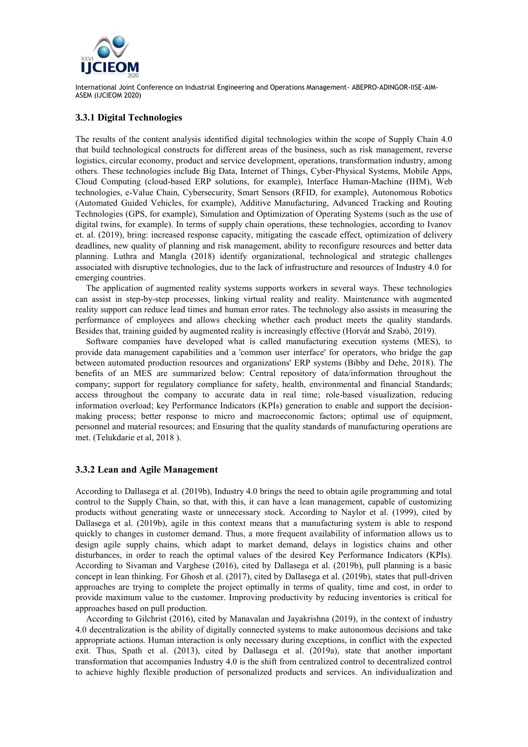### 3.3.1 Digital Technologies

The results of the content analysis identified digital technologies within the scope of Supply Chain 4.0 that build technological constructs for different areas of the business, such as risk management, reverse logistics, circular economy, product and service development, operations, transformation industry, among others. These technologies include Big Data, Internet of Things, Cyber-Physical Systems, Mobile Apps, Cloud Computing (cloud-based ERP solutions, for example), Interface Human-Machine (IHM), Web technologies, e-Value Chain, Cybersecurity, Smart Sensors (RFID, for example), Autonomous Robotics (Automated Guided Vehicles, for example), Additive Manufacturing, Advanced Tracking and Routing Technologies (GPS, for example), Simulation and Optimization of Operating Systems (such as the use of digital twins, for example). In terms of supply chain operations, these technologies, according to Ivanov et. al. (2019), bring: increased response capacity, mitigating the cascade effect, optimization of delivery deadlines, new quality of planning and risk management, ability to reconfigure resources and better data planning. Luthra and Mangla (2018) identify organizational, technological and strategic challenges associated with disruptive technologies, due to the lack of infrastructure and resources of Industry 4.0 for emerging countries.

The application of augmented reality systems supports workers in several ways. These technologies can assist in step-by-step processes, linking virtual reality and reality. Maintenance with augmented reality support can reduce lead times and human error rates. The technology also assists in measuring the performance of employees and allows checking whether each product meets the quality standards. Besides that, training guided by augmented reality is increasingly effective (Horvát and Szabó, 2019).

Software companies have developed what is called manufacturing execution systems (MES), to provide data management capabilities and a 'common user interface' for operators, who bridge the gap between automated production resources and organizations' ERP systems (Bibby and Dehe, 2018). The benefits of an MES are summarized below: Central repository of data/information throughout the company; support for regulatory compliance for safety, health, environmental and financial Standards; access throughout the company to accurate data in real time; role-based visualization, reducing information overload; key Performance Indicators (KPIs) generation to enable and support the decision-making process; better response to micro and macroeconomic factors; optimal use of equipment, personnel and material resources; and Ensuring that the quality standards of manufacturing operations are met. (Telukdarie et al, 2018 ).

### 3.3.2 Lean and Agile Management

According to Dallasega et al. (2019b), Industry 4.0 brings the need to obtain agile programming and total control to the Supply Chain, so that, with this, it can have a lean management, capable of customizing products without generating waste or unnecessary stock. According to Naylor et al. (1999), cited by Dallasega et al. (2019b), agile in this context means that a manufacturing system is able to respond quickly to changes in customer demand. Thus, a more frequent availability of information allows us to design agile supply chains, which adapt to market demand, delays in logistics chains and other disturbances, in order to reach the optimal values of the desired Key Performance Indicators (KPIs). According to Sivaman and Varghese (2016), cited by Dallasega et al. (2019b), pull planning is a basic concept in lean thinking. For Ghosh et al. (2017), cited by Dallasega et al. (2019b), states that pull-driven approaches are trying to complete the project optimally in terms of quality, time and cost, in order to provide maximum value to the customer. Improving productivity by reducing inventories is critical for approaches based on pull production.

According to Gilchrist (2016), cited by Manavalan and Jayakrishna (2019), in the context of industry 4.0 decentralization is the ability of digitally connected systems to make autonomous decisions and take appropriate actions. Human interaction is only necessary during exceptions, in conflict with the expected exit. Thus, Spath et al. (2013), cited by Dallasega et al. (2019a), state that another important transformation that accompanies Industry 4.0 is the shift from centralized control to decentralized control to achieve highly flexible production of personalized products and services. An individualization and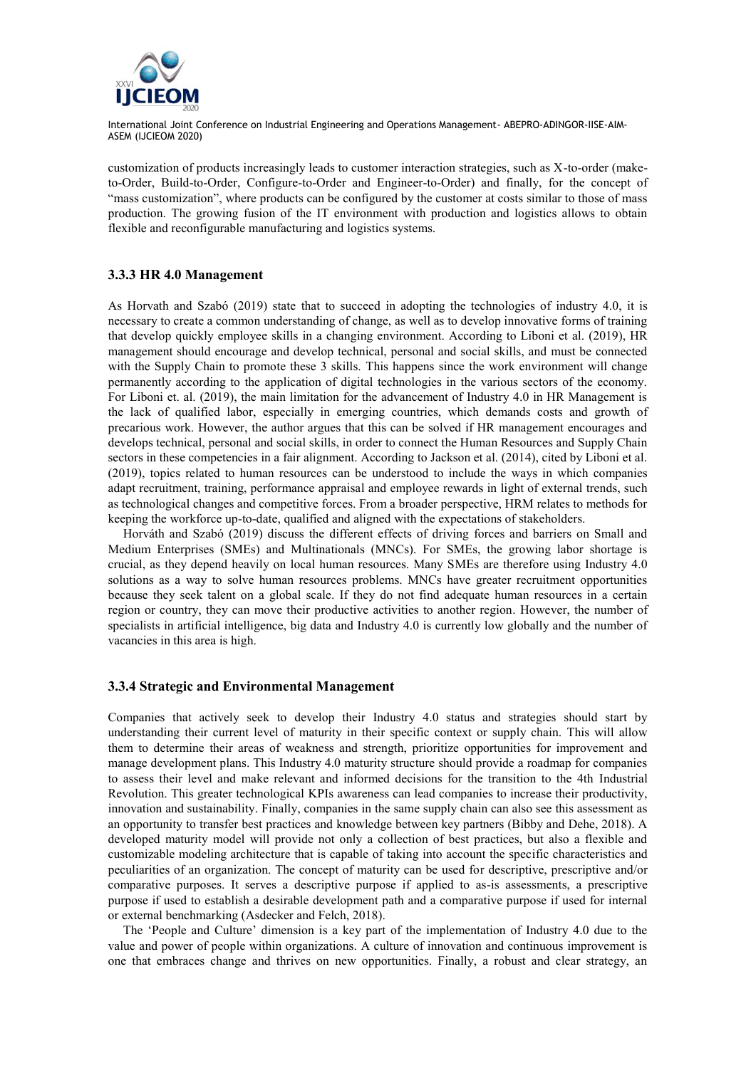customization of products increasingly leads to customer interaction strategies, such as X-to-order (make-to-Order, Build-to-Order, Configure-to-Order and Engineer-to-Order) and finally, for the concept of "mass customization", where products can be configured by the customer at costs similar to those of mass production. The growing fusion of the IT environment with production and logistics allows to obtain flexible and reconfigurable manufacturing and logistics systems.

### 3.3.3 HR 4.0 Management

As Horvath and Szabó (2019) state that to succeed in adopting the technologies of industry 4.0, it is necessary to create a common understanding of change, as well as to develop innovative forms of training that develop quickly employee skills in a changing environment. According to Liboni et al. (2019), HR management should encourage and develop technical, personal and social skills, and must be connected with the Supply Chain to promote these 3 skills. This happens since the work environment will change permanently according to the application of digital technologies in the various sectors of the economy. For Liboni et. al. (2019), the main limitation for the advancement of Industry 4.0 in HR Management is the lack of qualified labor, especially in emerging countries, which demands costs and growth of precarious work. However, the author argues that this can be solved if HR management encourages and develops technical, personal and social skills, in order to connect the Human Resources and Supply Chain sectors in these competencies in a fair alignment. According to Jackson et al. (2014), cited by Liboni et al. (2019), topics related to human resources can be understood to include the ways in which companies adapt recruitment, training, performance appraisal and employee rewards in light of external trends, such as technological changes and competitive forces. From a broader perspective, HRM relates to methods for keeping the workforce up-to-date, qualified and aligned with the expectations of stakeholders.

Horváth and Szabó (2019) discuss the different effects of driving forces and barriers on Small and Medium Enterprises (SMEs) and Multinationals (MNCs). For SMEs, the growing labor shortage is crucial, as they depend heavily on local human resources. Many SMEs are therefore using Industry 4.0 solutions as a way to solve human resources problems. MNCs have greater recruitment opportunities because they seek talent on a global scale. If they do not find adequate human resources in a certain region or country, they can move their productive activities to another region. However, the number of specialists in artificial intelligence, big data and Industry 4.0 is currently low globally and the number of vacancies in this area is high.

### 3.3.4 Strategic and Environmental Management

Companies that actively seek to develop their Industry 4.0 status and strategies should start by understanding their current level of maturity in their specific context or supply chain. This will allow them to determine their areas of weakness and strength, prioritize opportunities for improvement and manage development plans. This Industry 4.0 maturity structure should provide a roadmap for companies to assess their level and make relevant and informed decisions for the transition to the 4th Industrial Revolution. This greater technological KPIs awareness can lead companies to increase their productivity, innovation and sustainability. Finally, companies in the same supply chain can also see this assessment as an opportunity to transfer best practices and knowledge between key partners (Bibby and Dehe, 2018). A developed maturity model will provide not only a collection of best practices, but also a flexible and customizable modeling architecture that is capable of taking into account the specific characteristics and peculiarities of an organization. The concept of maturity can be used for descriptive, prescriptive and/or comparative purposes. It serves a descriptive purpose if applied to as-is assessments, a prescriptive purpose if used to establish a desirable development path and a comparative purpose if used for internal or external benchmarking (Asdecker and Felch, 2018).

The 'People and Culture' dimension is a key part of the implementation of Industry 4.0 due to the value and power of people within organizations. A culture of innovation and continuous improvement is one that embraces change and thrives on new opportunities. Finally, a robust and clear strategy, an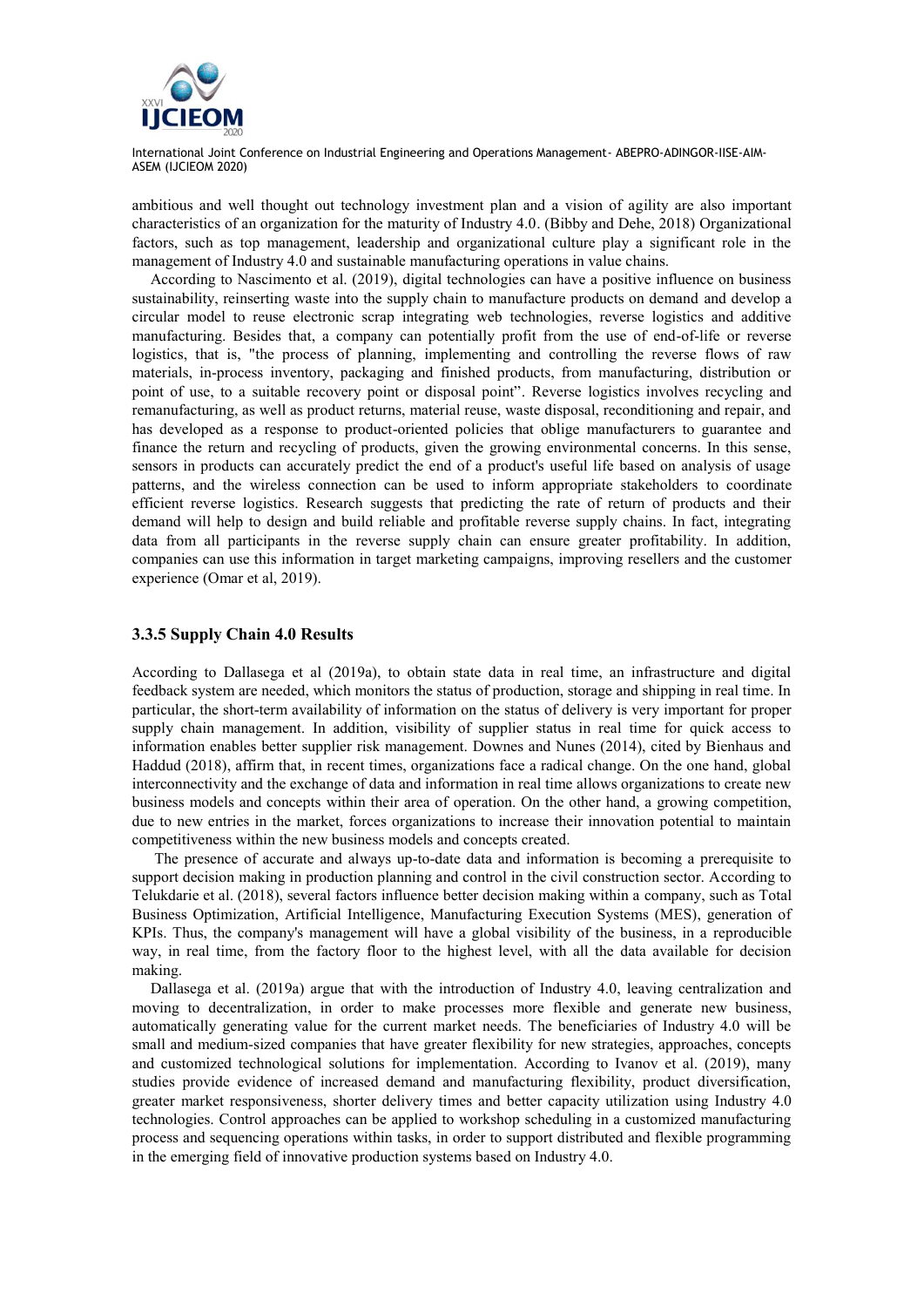ambitious and well thought out technology investment plan and a vision of agility are also important characteristics of an organization for the maturity of Industry 4.0. (Bibby and Dehe, 2018) Organizational factors, such as top management, leadership and organizational culture play a significant role in the management of Industry 4.0 and sustainable manufacturing operations in value chains.

According to Nascimento et al. (2019), digital technologies can have a positive influence on business sustainability, reinserting waste into the supply chain to manufacture products on demand and develop a circular model to reuse electronic scrap integrating web technologies, reverse logistics and additive manufacturing. Besides that, a company can potentially profit from the use of end-of-life or reverse logistics, that is, "the process of planning, implementing and controlling the reverse flows of raw materials, in-process inventory, packaging and finished products, from manufacturing, distribution or point of use, to a suitable recovery point or disposal point". Reverse logistics involves recycling and remanufacturing, as well as product returns, material reuse, waste disposal, reconditioning and repair, and has developed as a response to product-oriented policies that oblige manufacturers to guarantee and finance the return and recycling of products, given the growing environmental concerns. In this sense, sensors in products can accurately predict the end of a product's useful life based on analysis of usage patterns, and the wireless connection can be used to inform appropriate stakeholders to coordinate efficient reverse logistics. Research suggests that predicting the rate of return of products and their demand will help to design and build reliable and profitable reverse supply chains. In fact, integrating data from all participants in the reverse supply chain can ensure greater profitability. In addition, companies can use this information in target marketing campaigns, improving resellers and the customer experience (Omar et al, 2019).

### 3.3.5 Supply Chain 4.0 Results

According to Dallasega et al (2019a), to obtain state data in real time, an infrastructure and digital feedback system are needed, which monitors the status of production, storage and shipping in real time. In particular, the short-term availability of information on the status of delivery is very important for proper supply chain management. In addition, visibility of supplier status in real time for quick access to information enables better supplier risk management. Downes and Nunes (2014), cited by Bienhaus and Haddud (2018), affirm that, in recent times, organizations face a radical change. On the one hand, global interconnectivity and the exchange of data and information in real time allows organizations to create new business models and concepts within their area of operation. On the other hand, a growing competition, due to new entries in the market, forces organizations to increase their innovation potential to maintain competitiveness within the new business models and concepts created.

The presence of accurate and always up-to-date data and information is becoming a prerequisite to support decision making in production planning and control in the civil construction sector. According to Telukdarie et al. (2018), several factors influence better decision making within a company, such as Total Business Optimization, Artificial Intelligence, Manufacturing Execution Systems (MES), generation of KPIs. Thus, the company's management will have a global visibility of the business, in a reproducible way, in real time, from the factory floor to the highest level, with all the data available for decision making.

Dallasega et al. (2019a) argue that with the introduction of Industry 4.0, leaving centralization and moving to decentralization, in order to make processes more flexible and generate new business, automatically generating value for the current market needs. The beneficiaries of Industry 4.0 will be small and medium-sized companies that have greater flexibility for new strategies, approaches, concepts and customized technological solutions for implementation. According to Ivanov et al. (2019), many studies provide evidence of increased demand and manufacturing flexibility, product diversification, greater market responsiveness, shorter delivery times and better capacity utilization using Industry 4.0 technologies. Control approaches can be applied to workshop scheduling in a customized manufacturing process and sequencing operations within tasks, in order to support distributed and flexible programming in the emerging field of innovative production systems based on Industry 4.0.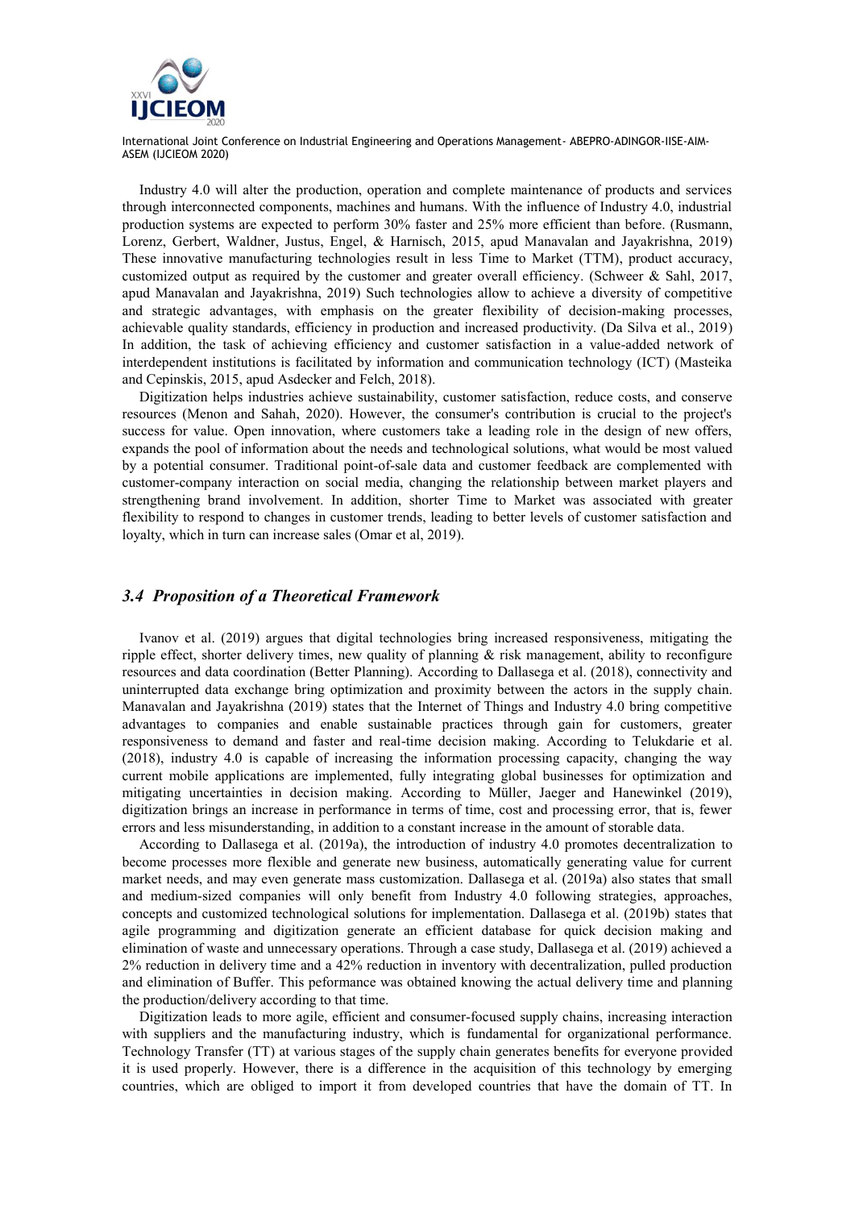Industry 4.0 will alter the production, operation and complete maintenance of products and services through interconnected components, machines and humans. With the influence of Industry 4.0, industrial production systems are expected to perform 30% faster and 25% more efficient than before. (Rusmann, Lorenz, Gerbert, Waldner, Justus, Engel, & Harnisch, 2015, apud Manavalan and Jayakrishna, 2019) These innovative manufacturing technologies result in less Time to Market (TTM), product accuracy, customized output as required by the customer and greater overall efficiency. (Schweer & Sahl, 2017, apud Manavalan and Jayakrishna, 2019) Such technologies allow to achieve a diversity of competitive and strategic advantages, with emphasis on the greater flexibility of decision-making processes, achievable quality standards, efficiency in production and increased productivity. (Da Silva et al., 2019) In addition, the task of achieving efficiency and customer satisfaction in a value-added network of interdependent institutions is facilitated by information and communication technology (ICT) (Masteika and Cepinskis, 2015, apud Asdecker and Felch, 2018).

Digitization helps industries achieve sustainability, customer satisfaction, reduce costs, and conserve resources (Menon and Sahah, 2020). However, the consumer's contribution is crucial to the project's success for value. Open innovation, where customers take a leading role in the design of new offers, expands the pool of information about the needs and technological solutions, what would be most valued by a potential consumer. Traditional point-of-sale data and customer feedback are complemented with customer-company interaction on social media, changing the relationship between market players and strengthening brand involvement. In addition, shorter Time to Market was associated with greater flexibility to respond to changes in customer trends, leading to better levels of customer satisfaction and loyalty, which in turn can increase sales (Omar et al, 2019).

### *3.4 Proposition of a Theoretical Framework*

Ivanov et al. (2019) argues that digital technologies bring increased responsiveness, mitigating the ripple effect, shorter delivery times, new quality of planning & risk management, ability to reconfigure resources and data coordination (Better Planning). According to Dallasega et al. (2018), connectivity and uninterrupted data exchange bring optimization and proximity between the actors in the supply chain. Manavalan and Jayakrishna (2019) states that the Internet of Things and Industry 4.0 bring competitive advantages to companies and enable sustainable practices through gain for customers, greater responsiveness to demand and faster and real-time decision making. According to Telukdarie et al. (2018), industry 4.0 is capable of increasing the information processing capacity, changing the way current mobile applications are implemented, fully integrating global businesses for optimization and mitigating uncertainties in decision making. According to Müller, Jaeger and Hanewinkel (2019), digitization brings an increase in performance in terms of time, cost and processing error, that is, fewer errors and less misunderstanding, in addition to a constant increase in the amount of storable data.

According to Dallasega et al. (2019a), the introduction of industry 4.0 promotes decentralization to become processes more flexible and generate new business, automatically generating value for current market needs, and may even generate mass customization. Dallasega et al. (2019a) also states that small and medium-sized companies will only benefit from Industry 4.0 following strategies, approaches, concepts and customized technological solutions for implementation. Dallasega et al. (2019b) states that agile programming and digitization generate an efficient database for quick decision making and elimination of waste and unnecessary operations. Through a case study, Dallasega et al. (2019) achieved a 2% reduction in delivery time and a 42% reduction in inventory with decentralization, pulled production and elimination of Buffer. This peformance was obtained knowing the actual delivery time and planning the production/delivery according to that time.

Digitization leads to more agile, efficient and consumer-focused supply chains, increasing interaction with suppliers and the manufacturing industry, which is fundamental for organizational performance. Technology Transfer (TT) at various stages of the supply chain generates benefits for everyone provided it is used properly. However, there is a difference in the acquisition of this technology by emerging countries, which are obliged to import it from developed countries that have the domain of TT. In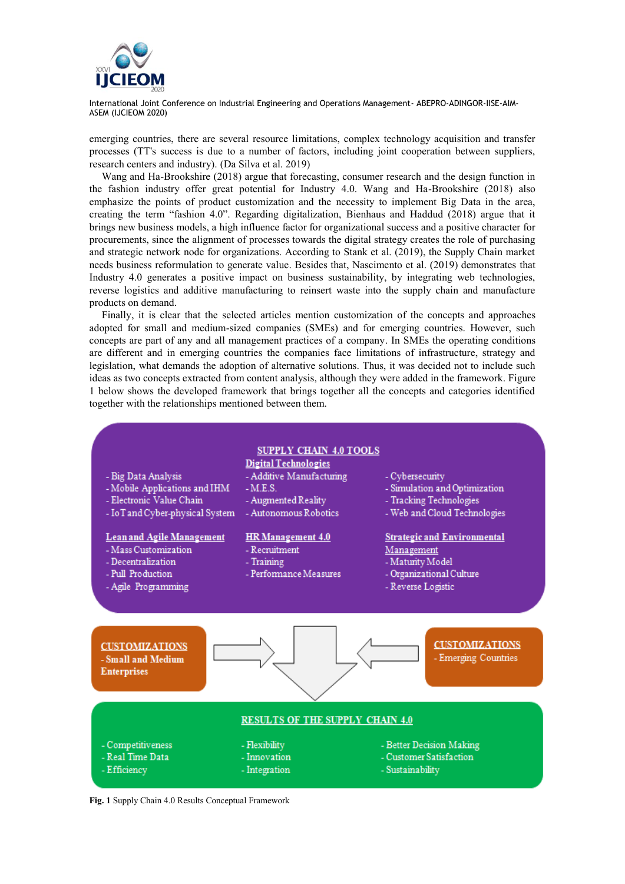emerging countries, there are several resource limitations, complex technology acquisition and transfer processes (TT's success is due to a number of factors, including joint cooperation between suppliers, research centers and industry). (Da Silva et al. 2019)

Wang and Ha-Brookshire (2018) argue that forecasting, consumer research and the design function in the fashion industry offer great potential for Industry 4.0. Wang and Ha-Brookshire (2018) also emphasize the points of product customization and the necessity to implement Big Data in the area, creating the term "fashion 4.0". Regarding digitalization, Bienhaus and Haddud (2018) argue that it brings new business models, a high influence factor for organizational success and a positive character for procurements, since the alignment of processes towards the digital strategy creates the role of purchasing and strategic network node for organizations. According to Stank et al. (2019), the Supply Chain market needs business reformulation to generate value. Besides that, Nascimento et al. (2019) demonstrates that Industry 4.0 generates a positive impact on business sustainability, by integrating web technologies, reverse logistics and additive manufacturing to reinsert waste into the supply chain and manufacture products on demand.

Finally, it is clear that the selected articles mention customization of the concepts and approaches adopted for small and medium-sized companies (SMEs) and for emerging countries. However, such concepts are part of any and all management practices of a company. In SMEs the operating conditions are different and in emerging countries the companies face limitations of infrastructure, strategy and legislation, what demands the adoption of alternative solutions. Thus, it was decided not to include such ideas as two concepts extracted from content analysis, although they were added in the framework. Figure 1 below shows the developed framework that brings together all the concepts and categories identified together with the relationships mentioned between them.

**SUPPLY CHAIN 4.0 TOOLS**

**Digital Technologies**
- Big Data Analysis
- Mobile Applications and IHM
- Electronic Value Chain
- IoT and Cyber-physical System
- Additive Manufacturing
- M.E.S.
- Augmented Reality
- Autonomous Robotics
- Cybersecurity
- Simulation and Optimization
- Tracking Technologies
- Web and Cloud Technologies

**Lean and Agile Management**
- Mass Customization
- Decentralization
- Pull Production
- Agile Programming

**HR Management 4.0**
- Recruitment
- Training
- Performance Measures

**Strategic and Environmental Management**
- Maturity Model
- Organizational Culture
- Reverse Logistic

**CUSTOMIZATIONS**
- Small and Medium Enterprises

**CUSTOMIZATIONS**
- Emerging Countries

**RESULTS OF THE SUPPLY CHAIN 4.0**
- Competitiveness
- Real Time Data
- Efficiency
- Flexibility
- Innovation
- Integration
- Better Decision Making
- Customer Satisfaction
- Sustainability

**Fig. 1** Supply Chain 4.0 Results Conceptual Framework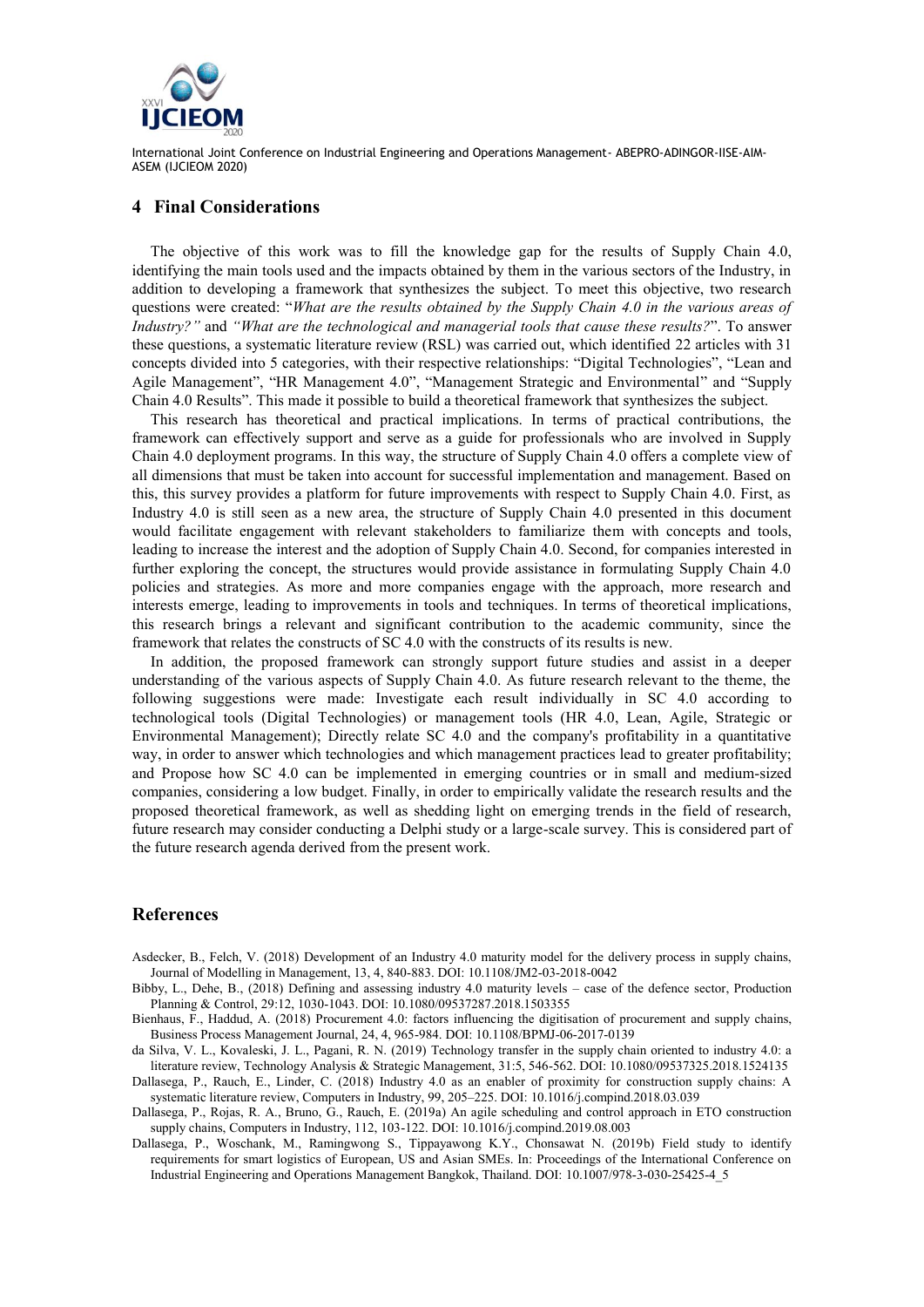## 4 Final Considerations

The objective of this work was to fill the knowledge gap for the results of Supply Chain 4.0, identifying the main tools used and the impacts obtained by them in the various sectors of the Industry, in addition to developing a framework that synthesizes the subject. To meet this objective, two research questions were created: "*What are the results obtained by the Supply Chain 4.0 in the various areas of Industry?*" and *"What are the technological and managerial tools that cause these results?*". To answer these questions, a systematic literature review (RSL) was carried out, which identified 22 articles with 31 concepts divided into 5 categories, with their respective relationships: "Digital Technologies", "Lean and Agile Management", "HR Management 4.0", "Management Strategic and Environmental" and "Supply Chain 4.0 Results". This made it possible to build a theoretical framework that synthesizes the subject.

This research has theoretical and practical implications. In terms of practical contributions, the framework can effectively support and serve as a guide for professionals who are involved in Supply Chain 4.0 deployment programs. In this way, the structure of Supply Chain 4.0 offers a complete view of all dimensions that must be taken into account for successful implementation and management. Based on this, this survey provides a platform for future improvements with respect to Supply Chain 4.0. First, as Industry 4.0 is still seen as a new area, the structure of Supply Chain 4.0 presented in this document would facilitate engagement with relevant stakeholders to familiarize them with concepts and tools, leading to increase the interest and the adoption of Supply Chain 4.0. Second, for companies interested in further exploring the concept, the structures would provide assistance in formulating Supply Chain 4.0 policies and strategies. As more and more companies engage with the approach, more research and interests emerge, leading to improvements in tools and techniques. In terms of theoretical implications, this research brings a relevant and significant contribution to the academic community, since the framework that relates the constructs of SC 4.0 with the constructs of its results is new.

In addition, the proposed framework can strongly support future studies and assist in a deeper understanding of the various aspects of Supply Chain 4.0. As future research relevant to the theme, the following suggestions were made: Investigate each result individually in SC 4.0 according to technological tools (Digital Technologies) or management tools (HR 4.0, Lean, Agile, Strategic or Environmental Management); Directly relate SC 4.0 and the company's profitability in a quantitative way, in order to answer which technologies and which management practices lead to greater profitability; and Propose how SC 4.0 can be implemented in emerging countries or in small and medium-sized companies, considering a low budget. Finally, in order to empirically validate the research results and the proposed theoretical framework, as well as shedding light on emerging trends in the field of research, future research may consider conducting a Delphi study or a large-scale survey. This is considered part of the future research agenda derived from the present work.

## References

Asdecker, B., Felch, V. (2018) Development of an Industry 4.0 maturity model for the delivery process in supply chains, Journal of Modelling in Management, 13, 4, 840-883. DOI: 10.1108/JM2-03-2018-0042

Bibby, L., Dehe, B., (2018) Defining and assessing industry 4.0 maturity levels – case of the defence sector, Production Planning & Control, 29:12, 1030-1043. DOI: 10.1080/09537287.2018.1503355

Bienhaus, F., Haddud, A. (2018) Procurement 4.0: factors influencing the digitisation of procurement and supply chains, Business Process Management Journal, 24, 4, 965-984. DOI: 10.1108/BPMJ-06-2017-0139

da Silva, V. L., Kovaleski, J. L., Pagani, R. N. (2019) Technology transfer in the supply chain oriented to industry 4.0: a literature review, Technology Analysis & Strategic Management, 31:5, 546-562. DOI: 10.1080/09537325.2018.1524135

Dallasega, P., Rauch, E., Linder, C. (2018) Industry 4.0 as an enabler of proximity for construction supply chains: A systematic literature review, Computers in Industry, 99, 205–225. DOI: 10.1016/j.compind.2018.03.039

Dallasega, P., Rojas, R. A., Bruno, G., Rauch, E. (2019a) An agile scheduling and control approach in ETO construction supply chains, Computers in Industry, 112, 103-122. DOI: 10.1016/j.compind.2019.08.003

Dallasega, P., Woschank, M., Ramingwong S., Tippayawong K.Y., Chonsawat N. (2019b) Field study to identify requirements for smart logistics of European, US and Asian SMEs. In: Proceedings of the International Conference on Industrial Engineering and Operations Management Bangkok, Thailand. DOI: 10.1007/978-3-030-25425-4_5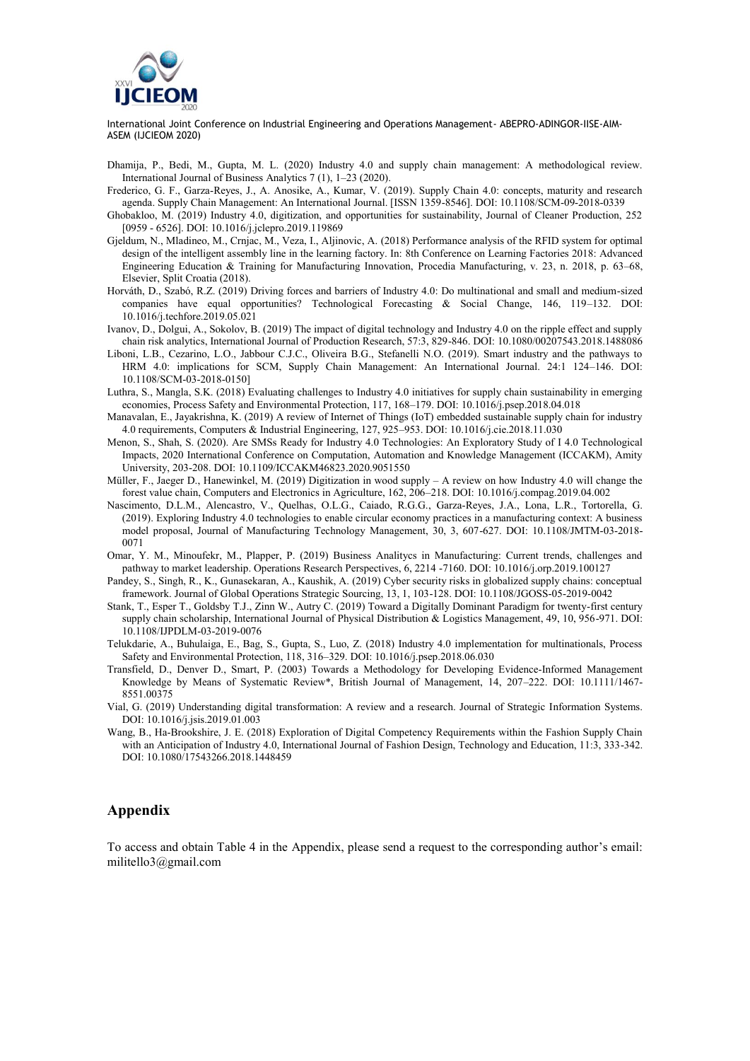Dhamija, P., Bedi, M., Gupta, M. L. (2020) Industry 4.0 and supply chain management: A methodological review. International Journal of Business Analytics 7 (1), 1–23 (2020).

Frederico, G. F., Garza-Reyes, J., A. Anosike, A., Kumar, V. (2019). Supply Chain 4.0: concepts, maturity and research agenda. Supply Chain Management: An International Journal. [ISSN 1359-8546]. DOI: 10.1108/SCM-09-2018-0339

Ghobakloo, M. (2019) Industry 4.0, digitization, and opportunities for sustainability, Journal of Cleaner Production, 252 [0959 - 6526]. DOI: 10.1016/j.jclepro.2019.119869

Gjeldum, N., Mladineo, M., Crnjac, M., Veza, I., Aljinovic, A. (2018) Performance analysis of the RFID system for optimal design of the intelligent assembly line in the learning factory. In: 8th Conference on Learning Factories 2018: Advanced Engineering Education & Training for Manufacturing Innovation, Procedia Manufacturing, v. 23, n. 2018, p. 63–68, Elsevier, Split Croatia (2018).

Horváth, D., Szabó, R.Z. (2019) Driving forces and barriers of Industry 4.0: Do multinational and small and medium-sized companies have equal opportunities? Technological Forecasting & Social Change, 146, 119–132. DOI: 10.1016/j.techfore.2019.05.021

Ivanov, D., Dolgui, A., Sokolov, B. (2019) The impact of digital technology and Industry 4.0 on the ripple effect and supply chain risk analytics, International Journal of Production Research, 57:3, 829-846. DOI: 10.1080/00207543.2018.1488086

Liboni, L.B., Cezarino, L.O., Jabbour C.J.C., Oliveira B.G., Stefanelli N.O. (2019). Smart industry and the pathways to HRM 4.0: implications for SCM, Supply Chain Management: An International Journal. 24:1 124–146. DOI: 10.1108/SCM-03-2018-0150]

Luthra, S., Mangla, S.K. (2018) Evaluating challenges to Industry 4.0 initiatives for supply chain sustainability in emerging economies, Process Safety and Environmental Protection, 117, 168–179. DOI: 10.1016/j.psep.2018.04.018

Manavalan, E., Jayakrishna, K. (2019) A review of Internet of Things (IoT) embedded sustainable supply chain for industry 4.0 requirements, Computers & Industrial Engineering, 127, 925–953. DOI: 10.1016/j.cie.2018.11.030

Menon, S., Shah, S. (2020). Are SMSs Ready for Industry 4.0 Technologies: An Exploratory Study of I 4.0 Technological Impacts, 2020 International Conference on Computation, Automation and Knowledge Management (ICCAKM), Amity University, 203-208. DOI: 10.1109/ICCAKM46823.2020.9051550

Müller, F., Jaeger D., Hanewinkel, M. (2019) Digitization in wood supply – A review on how Industry 4.0 will change the forest value chain, Computers and Electronics in Agriculture, 162, 206–218. DOI: 10.1016/j.compag.2019.04.002

Nascimento, D.L.M., Alencastro, V., Quelhas, O.L.G., Caiado, R.G.G., Garza-Reyes, J.A., Lona, L.R., Tortorella, G. (2019). Exploring Industry 4.0 technologies to enable circular economy practices in a manufacturing context: A business model proposal, Journal of Manufacturing Technology Management, 30, 3, 607-627. DOI: 10.1108/JMTM-03-2018-0071

Omar, Y. M., Minoufekr, M., Plapper, P. (2019) Business Analitycs in Manufacturing: Current trends, challenges and pathway to market leadership. Operations Research Perspectives, 6, 2214 -7160. DOI: 10.1016/j.orp.2019.100127

Pandey, S., Singh, R., K., Gunasekaran, A., Kaushik, A. (2019) Cyber security risks in globalized supply chains: conceptual framework. Journal of Global Operations Strategic Sourcing, 13, 1, 103-128. DOI: 10.1108/JGOSS-05-2019-0042

Stank, T., Esper T., Goldsby T.J., Zinn W., Autry C. (2019) Toward a Digitally Dominant Paradigm for twenty-first century supply chain scholarship, International Journal of Physical Distribution & Logistics Management, 49, 10, 956-971. DOI: 10.1108/IJPDLM-03-2019-0076

Telukdarie, A., Buhulaiga, E., Bag, S., Gupta, S., Luo, Z. (2018) Industry 4.0 implementation for multinationals, Process Safety and Environmental Protection, 118, 316–329. DOI: 10.1016/j.psep.2018.06.030

Transfield, D., Denver D., Smart, P. (2003) Towards a Methodology for Developing Evidence-Informed Management Knowledge by Means of Systematic Review*, British Journal of Management, 14, 207–222. DOI: 10.1111/1467-8551.00375

Vial, G. (2019) Understanding digital transformation: A review and a research. Journal of Strategic Information Systems. DOI: 10.1016/j.jsis.2019.01.003

Wang, B., Ha-Brookshire, J. E. (2018) Exploration of Digital Competency Requirements within the Fashion Supply Chain with an Anticipation of Industry 4.0, International Journal of Fashion Design, Technology and Education, 11:3, 333-342. DOI: 10.1080/17543266.2018.1448459

## Appendix

To access and obtain Table 4 in the Appendix, please send a request to the corresponding author's email: militello3@gmail.com